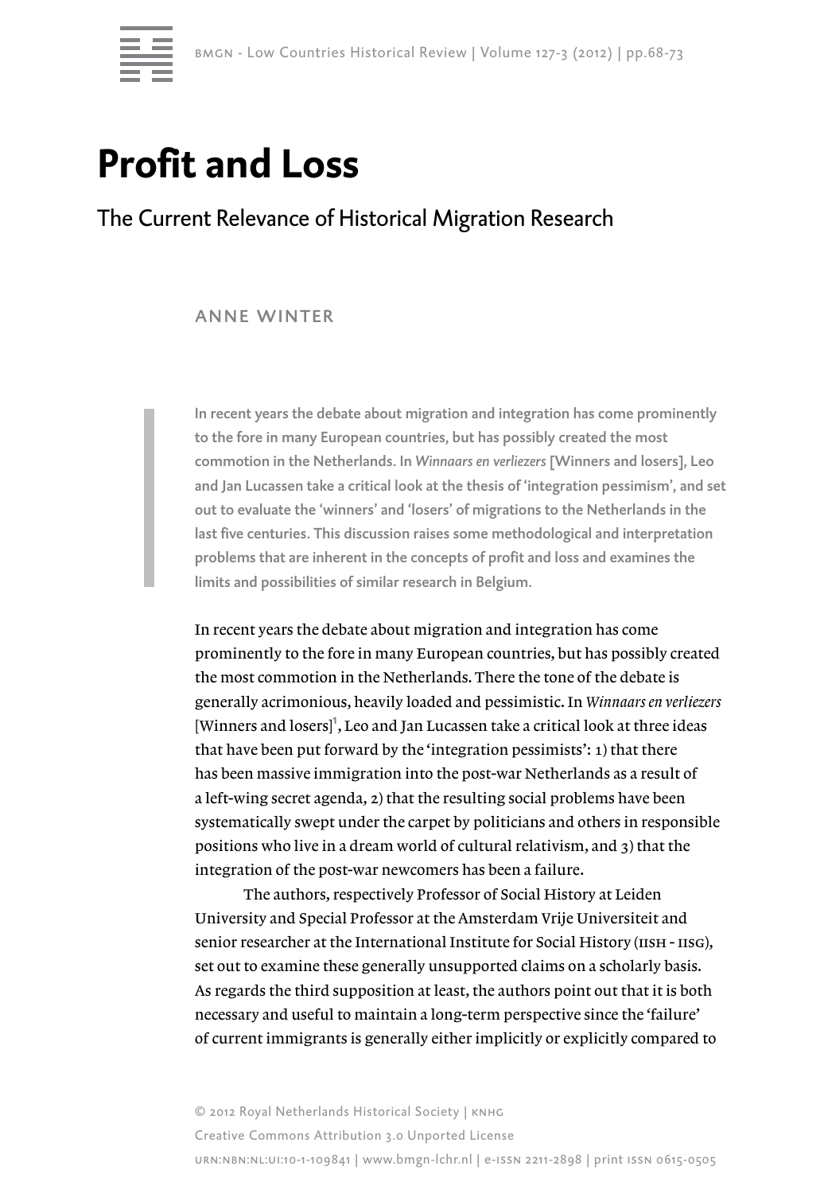# Profit and Loss

## The Current Relevance of Historical Migration Research

ANNE WINTER

**In recent years the debate about migration and integration has come prominently to the fore in many European countries, but has possibly created the most commotion in the Netherlands. In *Winnaars en verliezers* [Winners and losers], Leo and Jan Lucassen take a critical look at the thesis of 'integration pessimism', and set out to evaluate the 'winners' and 'losers' of migrations to the Netherlands in the last five centuries. This discussion raises some methodological and interpretation problems that are inherent in the concepts of profit and loss and examines the limits and possibilities of similar research in Belgium.**

In recent years the debate about migration and integration has come prominently to the fore in many European countries, but has possibly created the most commotion in the Netherlands. There the tone of the debate is generally acrimonious, heavily loaded and pessimistic. In *Winnaars en verliezers* [Winners and losers][1], Leo and Jan Lucassen take a critical look at three ideas that have been put forward by the 'integration pessimists': 1) that there has been massive immigration into the post-war Netherlands as a result of a left-wing secret agenda, 2) that the resulting social problems have been systematically swept under the carpet by politicians and others in responsible positions who live in a dream world of cultural relativism, and 3) that the integration of the post-war newcomers has been a failure.

The authors, respectively Professor of Social History at Leiden University and Special Professor at the Amsterdam Vrije Universiteit and senior researcher at the International Institute for Social History (IISH - IISG), set out to examine these generally unsupported claims on a scholarly basis. As regards the third supposition at least, the authors point out that it is both necessary and useful to maintain a long-term perspective since the 'failure' of current immigrants is generally either implicitly or explicitly compared to

© 2012 Royal Netherlands Historical Society | KNHG
Creative Commons Attribution 3.0 Unported License
urn:nbn:nl:ui:10-1-109841 | www.bmgn-lchr.nl | e-ISSN 2211-2898 | print ISSN 0615-0505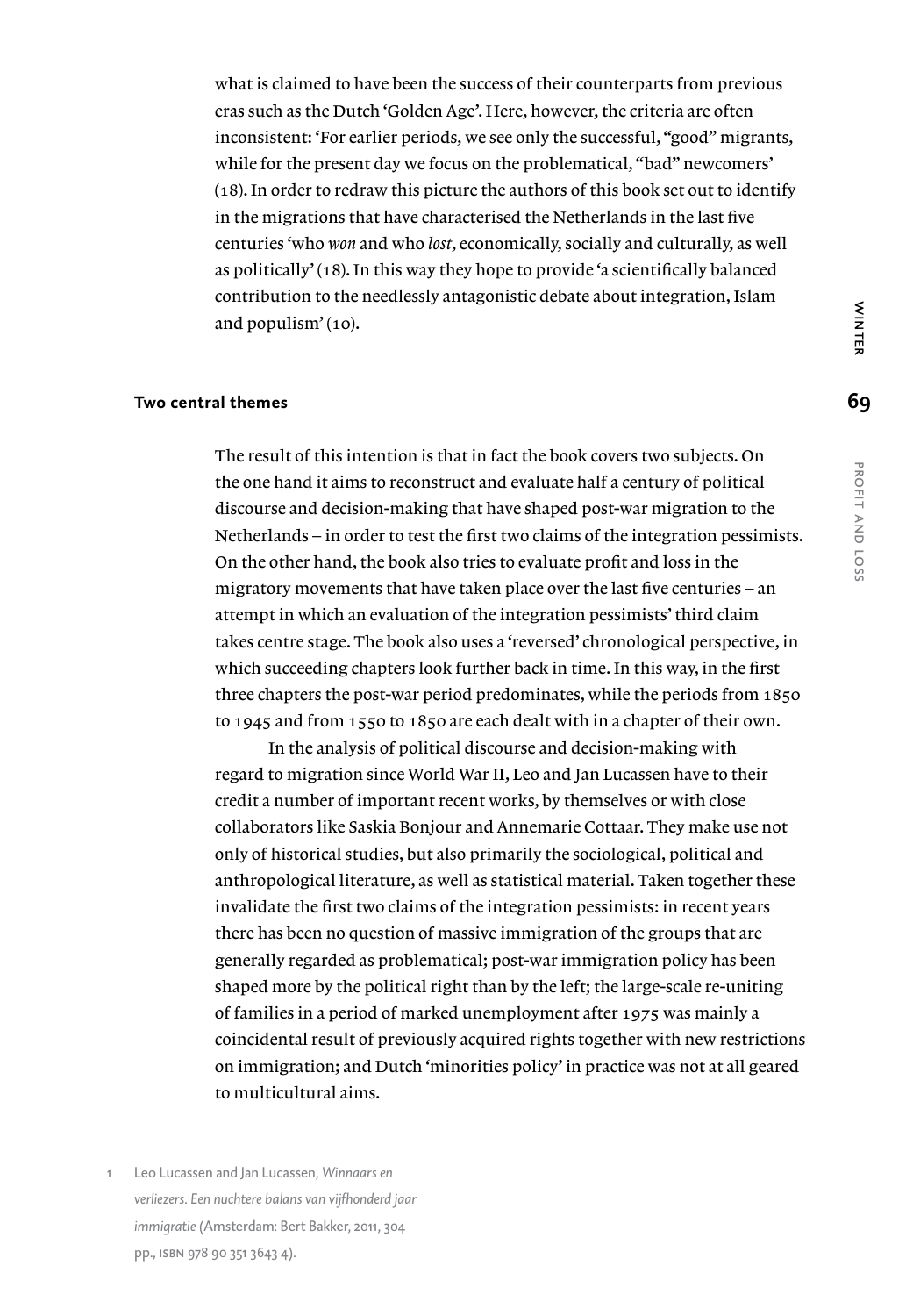what is claimed to have been the success of their counterparts from previous eras such as the Dutch 'Golden Age'. Here, however, the criteria are often inconsistent: 'For earlier periods, we see only the successful, "good" migrants, while for the present day we focus on the problematical, "bad" newcomers' (18). In order to redraw this picture the authors of this book set out to identify in the migrations that have characterised the Netherlands in the last five centuries 'who *won* and who *lost*, economically, socially and culturally, as well as politically' (18). In this way they hope to provide 'a scientifically balanced contribution to the needlessly antagonistic debate about integration, Islam and populism' (10).

## Two central themes

The result of this intention is that in fact the book covers two subjects. On the one hand it aims to reconstruct and evaluate half a century of political discourse and decision-making that have shaped post-war migration to the Netherlands – in order to test the first two claims of the integration pessimists. On the other hand, the book also tries to evaluate profit and loss in the migratory movements that have taken place over the last five centuries – an attempt in which an evaluation of the integration pessimists' third claim takes centre stage. The book also uses a 'reversed' chronological perspective, in which succeeding chapters look further back in time. In this way, in the first three chapters the post-war period predominates, while the periods from 1850 to 1945 and from 1550 to 1850 are each dealt with in a chapter of their own.

In the analysis of political discourse and decision-making with regard to migration since World War II, Leo and Jan Lucassen have to their credit a number of important recent works, by themselves or with close collaborators like Saskia Bonjour and Annemarie Cottaar. They make use not only of historical studies, but also primarily the sociological, political and anthropological literature, as well as statistical material. Taken together these invalidate the first two claims of the integration pessimists: in recent years there has been no question of massive immigration of the groups that are generally regarded as problematical; post-war immigration policy has been shaped more by the political right than by the left; the large-scale re-uniting of families in a period of marked unemployment after 1975 was mainly a coincidental result of previously acquired rights together with new restrictions on immigration; and Dutch 'minorities policy' in practice was not at all geared to multicultural aims.

1 Leo Lucassen and Jan Lucassen, *Winnaars en verliezers. Een nuchtere balans van vijfhonderd jaar immigratie* (Amsterdam: Bert Bakker, 2011, 304 pp., ISBN 978 90 351 3643 4).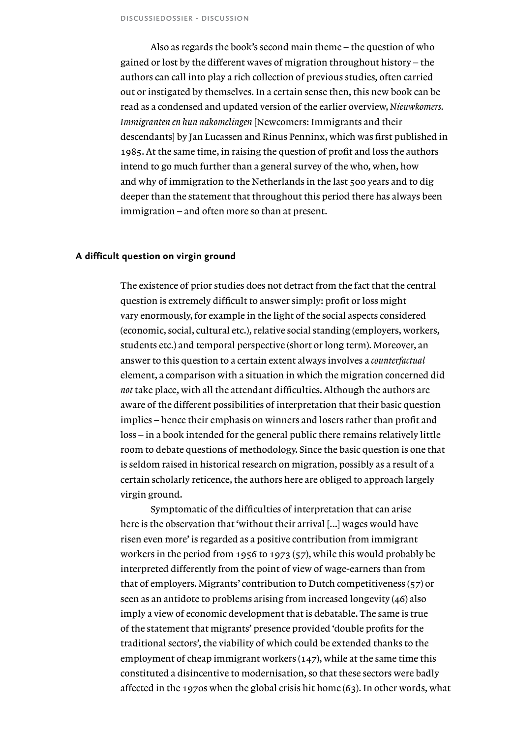Also as regards the book's second main theme – the question of who gained or lost by the different waves of migration throughout history – the authors can call into play a rich collection of previous studies, often carried out or instigated by themselves. In a certain sense then, this new book can be read as a condensed and updated version of the earlier overview, *Nieuwkomers. Immigranten en hun nakomelingen* [Newcomers: Immigrants and their descendants] by Jan Lucassen and Rinus Penninx, which was first published in 1985. At the same time, in raising the question of profit and loss the authors intend to go much further than a general survey of the who, when, how and why of immigration to the Netherlands in the last 500 years and to dig deeper than the statement that throughout this period there has always been immigration – and often more so than at present.

## A difficult question on virgin ground

The existence of prior studies does not detract from the fact that the central question is extremely difficult to answer simply: profit or loss might vary enormously, for example in the light of the social aspects considered (economic, social, cultural etc.), relative social standing (employers, workers, students etc.) and temporal perspective (short or long term). Moreover, an answer to this question to a certain extent always involves a *counterfactual* element, a comparison with a situation in which the migration concerned did *not* take place, with all the attendant difficulties. Although the authors are aware of the different possibilities of interpretation that their basic question implies – hence their emphasis on winners and losers rather than profit and loss – in a book intended for the general public there remains relatively little room to debate questions of methodology. Since the basic question is one that is seldom raised in historical research on migration, possibly as a result of a certain scholarly reticence, the authors here are obliged to approach largely virgin ground.

Symptomatic of the difficulties of interpretation that can arise here is the observation that 'without their arrival [...] wages would have risen even more' is regarded as a positive contribution from immigrant workers in the period from 1956 to 1973 (57), while this would probably be interpreted differently from the point of view of wage-earners than from that of employers. Migrants' contribution to Dutch competitiveness (57) or seen as an antidote to problems arising from increased longevity (46) also imply a view of economic development that is debatable. The same is true of the statement that migrants' presence provided 'double profits for the traditional sectors', the viability of which could be extended thanks to the employment of cheap immigrant workers (147), while at the same time this constituted a disincentive to modernisation, so that these sectors were badly affected in the 1970s when the global crisis hit home (63). In other words, what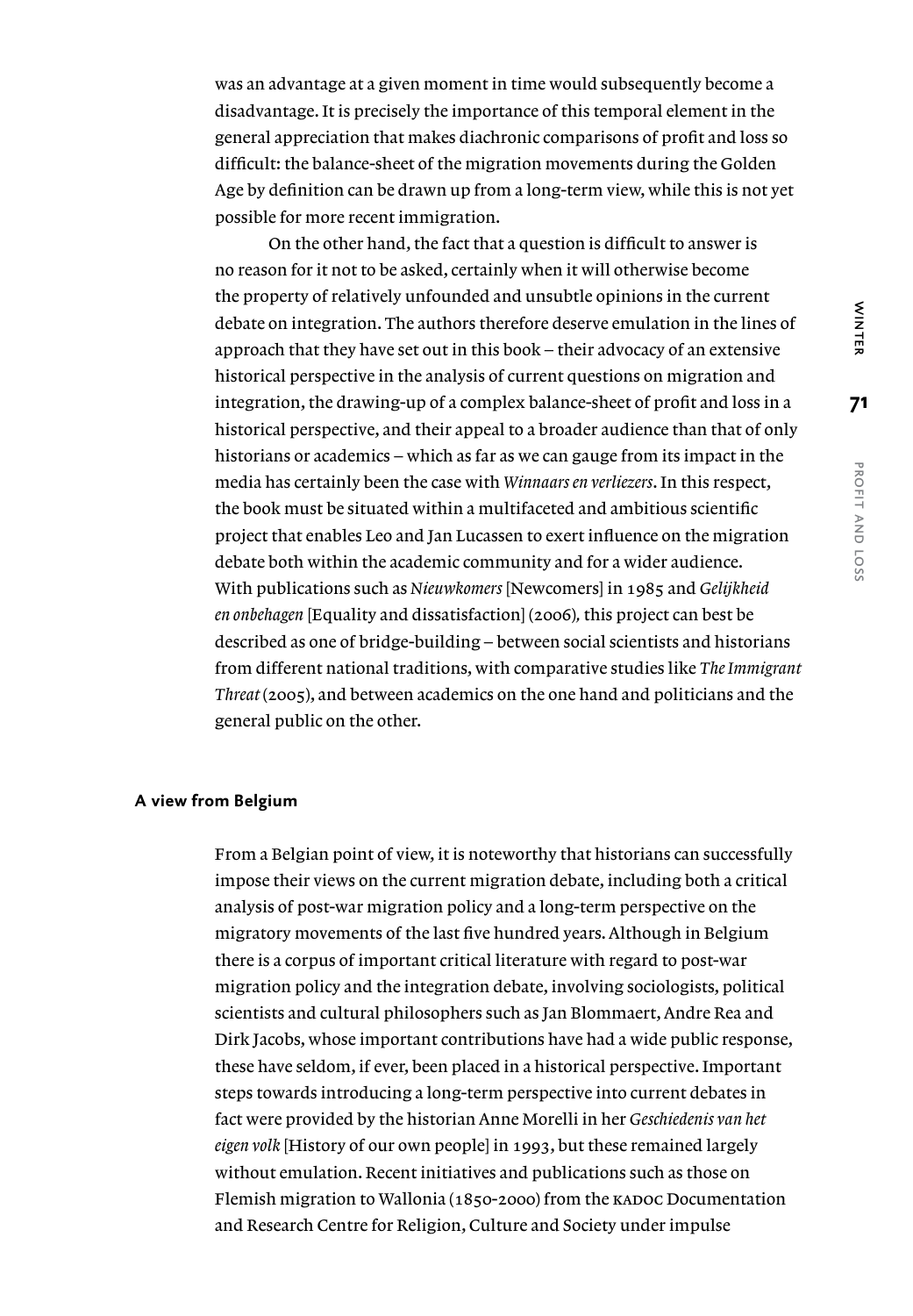was an advantage at a given moment in time would subsequently become a disadvantage. It is precisely the importance of this temporal element in the general appreciation that makes diachronic comparisons of profit and loss so difficult: the balance-sheet of the migration movements during the Golden Age by definition can be drawn up from a long-term view, while this is not yet possible for more recent immigration.

On the other hand, the fact that a question is difficult to answer is no reason for it not to be asked, certainly when it will otherwise become the property of relatively unfounded and unsubtle opinions in the current debate on integration. The authors therefore deserve emulation in the lines of approach that they have set out in this book – their advocacy of an extensive historical perspective in the analysis of current questions on migration and integration, the drawing-up of a complex balance-sheet of profit and loss in a historical perspective, and their appeal to a broader audience than that of only historians or academics – which as far as we can gauge from its impact in the media has certainly been the case with *Winnaars en verliezers*. In this respect, the book must be situated within a multifaceted and ambitious scientific project that enables Leo and Jan Lucassen to exert influence on the migration debate both within the academic community and for a wider audience. With publications such as *Nieuwkomers* [Newcomers] in 1985 and *Gelijkheid en onbehagen* [Equality and dissatisfaction] (2006)*,* this project can best be described as one of bridge-building – between social scientists and historians from different national traditions, with comparative studies like *The Immigrant Threat* (2005), and between academics on the one hand and politicians and the general public on the other.

## A view from Belgium

From a Belgian point of view, it is noteworthy that historians can successfully impose their views on the current migration debate, including both a critical analysis of post-war migration policy and a long-term perspective on the migratory movements of the last five hundred years. Although in Belgium there is a corpus of important critical literature with regard to post-war migration policy and the integration debate, involving sociologists, political scientists and cultural philosophers such as Jan Blommaert, Andre Rea and Dirk Jacobs, whose important contributions have had a wide public response, these have seldom, if ever, been placed in a historical perspective. Important steps towards introducing a long-term perspective into current debates in fact were provided by the historian Anne Morelli in her *Geschiedenis van het eigen volk* [History of our own people] in 1993, but these remained largely without emulation. Recent initiatives and publications such as those on Flemish migration to Wallonia (1850-2000) from the KADOC Documentation and Research Centre for Religion, Culture and Society under impulse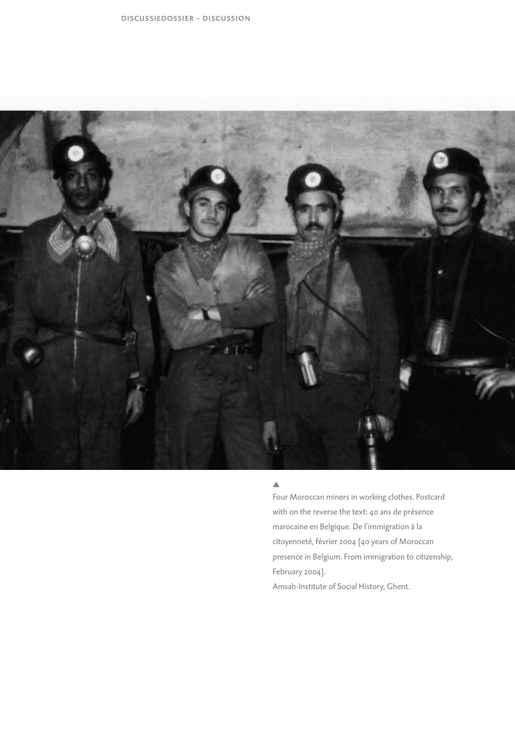▲
Four Moroccan miners in working clothes. Postcard with on the reverse the text: 40 ans de présence marocaine en Belgique. De l'immigration à la citoyenneté, février 2004 [40 years of Moroccan presence in Belgium. From immigration to citizenship, February 2004].
Amsab-Institute of Social History, Ghent.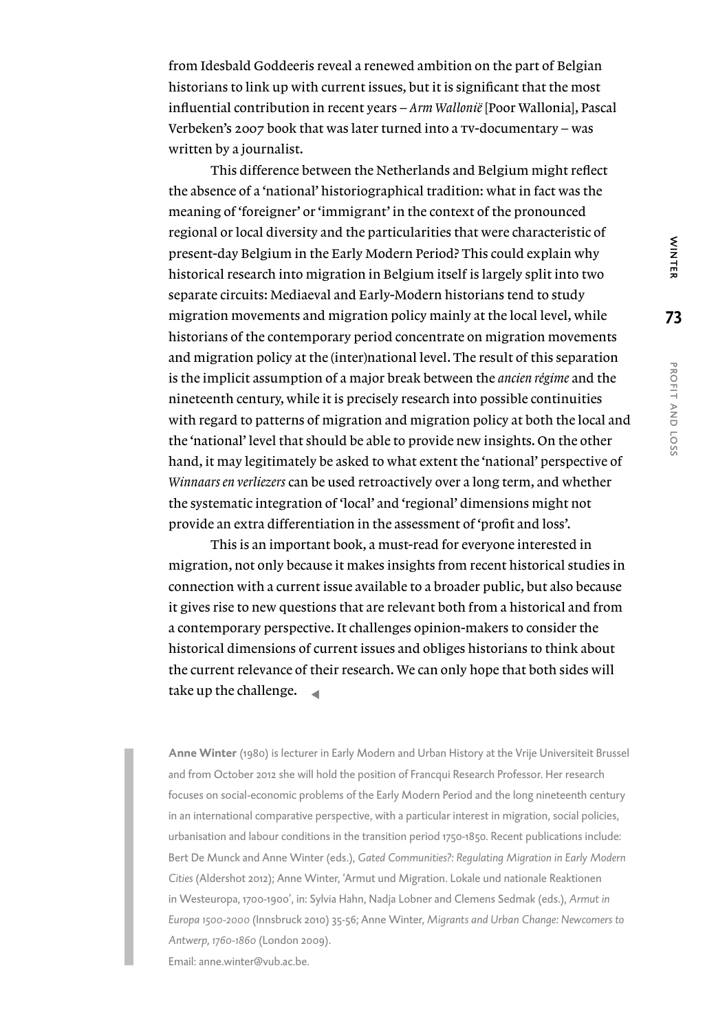from Idesbald Goddeeris reveal a renewed ambition on the part of Belgian historians to link up with current issues, but it is significant that the most influential contribution in recent years – *Arm Wallonië* [Poor Wallonia], Pascal Verbeken's 2007 book that was later turned into a TV-documentary – was written by a journalist.

This difference between the Netherlands and Belgium might reflect the absence of a 'national' historiographical tradition: what in fact was the meaning of 'foreigner' or 'immigrant' in the context of the pronounced regional or local diversity and the particularities that were characteristic of present-day Belgium in the Early Modern Period? This could explain why historical research into migration in Belgium itself is largely split into two separate circuits: Mediaeval and Early-Modern historians tend to study migration movements and migration policy mainly at the local level, while historians of the contemporary period concentrate on migration movements and migration policy at the (inter)national level. The result of this separation is the implicit assumption of a major break between the *ancien régime* and the nineteenth century, while it is precisely research into possible continuities with regard to patterns of migration and migration policy at both the local and the 'national' level that should be able to provide new insights. On the other hand, it may legitimately be asked to what extent the 'national' perspective of *Winnaars en verliezers* can be used retroactively over a long term, and whether the systematic integration of 'local' and 'regional' dimensions might not provide an extra differentiation in the assessment of 'profit and loss'.

This is an important book, a must-read for everyone interested in migration, not only because it makes insights from recent historical studies in connection with a current issue available to a broader public, but also because it gives rise to new questions that are relevant both from a historical and from a contemporary perspective. It challenges opinion-makers to consider the historical dimensions of current issues and obliges historians to think about the current relevance of their research. We can only hope that both sides will take up the challenge. ◀

**Anne Winter** (1980) is lecturer in Early Modern and Urban History at the Vrije Universiteit Brussel and from October 2012 she will hold the position of Francqui Research Professor. Her research focuses on social-economic problems of the Early Modern Period and the long nineteenth century in an international comparative perspective, with a particular interest in migration, social policies, urbanisation and labour conditions in the transition period 1750-1850. Recent publications include: Bert De Munck and Anne Winter (eds.), *Gated Communities?: Regulating Migration in Early Modern Cities* (Aldershot 2012); Anne Winter, 'Armut und Migration. Lokale und nationale Reaktionen in Westeuropa, 1700-1900', in: Sylvia Hahn, Nadja Lobner and Clemens Sedmak (eds.), *Armut in Europa 1500-2000* (Innsbruck 2010) 35-56; Anne Winter, *Migrants and Urban Change: Newcomers to Antwerp, 1760-1860* (London 2009).
Email: anne.winter@vub.ac.be.